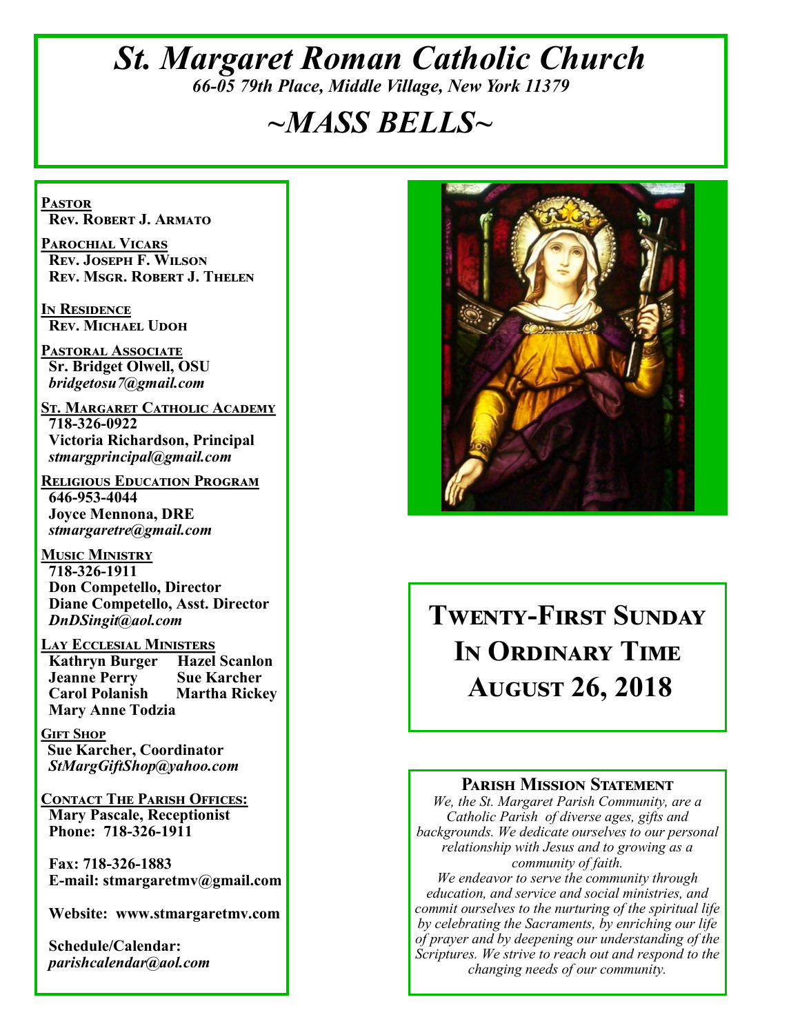# *St. Margaret Roman Catholic Church*

*66-05 79th Place, Middle Village, New York 11379*

## *~MASS BELLS~*

**PASTOR**
**Rev. Robert J. Armato**

**PAROCHIAL VICARS**
**Rev. Joseph F. Wilson**
**Rev. Msgr. Robert J. Thelen**

**IN RESIDENCE**
**Rev. Michael Udoh**

**PASTORAL ASSOCIATE**
**Sr. Bridget Olwell, OSU**
*bridgetosu7@gmail.com*

**ST. MARGARET CATHOLIC ACADEMY**
**718-326-0922**
**Victoria Richardson, Principal**
*stmargprincipal@gmail.com*

**RELIGIOUS EDUCATION PROGRAM**
**646-953-4044**
**Joyce Mennona, DRE**
*stmargaretre@gmail.com*

**MUSIC MINISTRY**
**718-326-1911**
**Don Competello, Director**
**Diane Competello, Asst. Director**
*DnDSingit@aol.com*

**LAY ECCLESIAL MINISTERS**
**Kathryn Burger** **Hazel Scanlon**
**Jeanne Perry** **Sue Karcher**
**Carol Polanish** **Martha Rickey**
**Mary Anne Todzia**

**GIFT SHOP**
**Sue Karcher, Coordinator**
*StMargGiftShop@yahoo.com*

**CONTACT THE PARISH OFFICES:**
**Mary Pascale, Receptionist**
**Phone: 718-326-1911**

**Fax: 718-326-1883**
**E-mail: stmargaretmv@gmail.com**

**Website: www.stmargaretmv.com**

**Schedule/Calendar:**
*parishcalendar@aol.com*

## Twenty-First Sunday In Ordinary Time August 26, 2018

### Parish Mission Statement

*We, the St. Margaret Parish Community, are a Catholic Parish of diverse ages, gifts and backgrounds. We dedicate ourselves to our personal relationship with Jesus and to growing as a community of faith.*
*We endeavor to serve the community through education, and service and social ministries, and commit ourselves to the nurturing of the spiritual life by celebrating the Sacraments, by enriching our life of prayer and by deepening our understanding of the Scriptures. We strive to reach out and respond to the changing needs of our community.*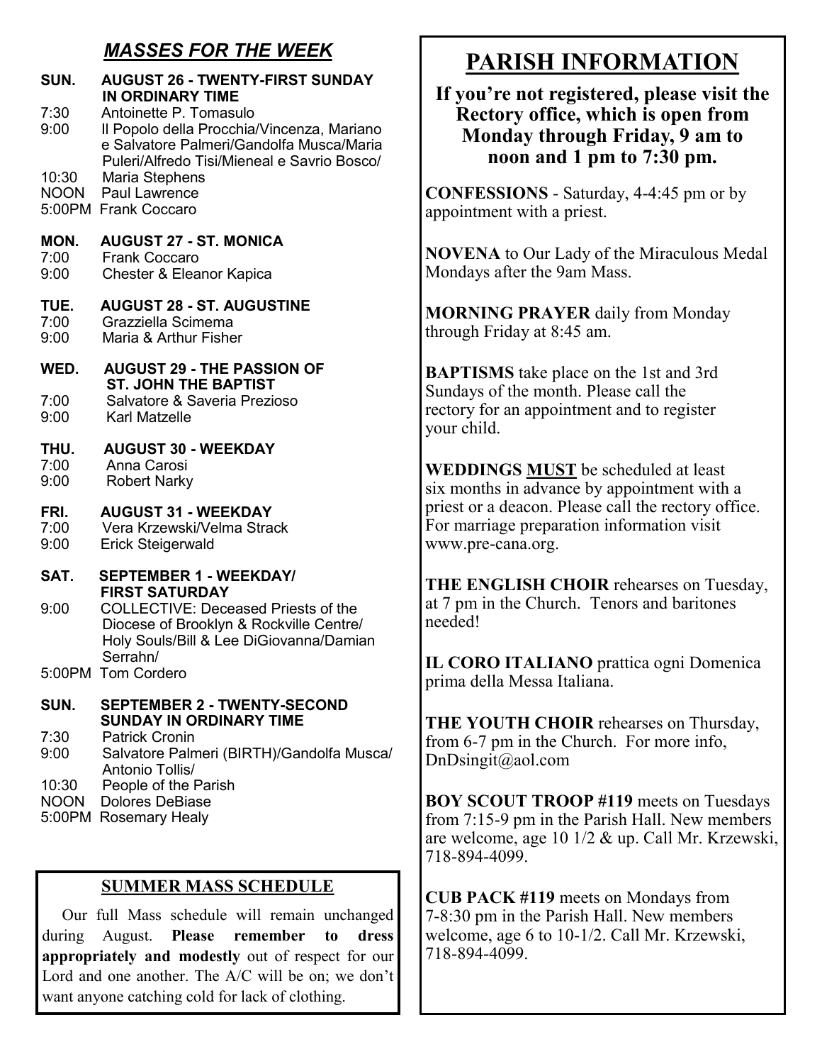## *MASSES FOR THE WEEK*

**SUN. AUGUST 26 - TWENTY-FIRST SUNDAY IN ORDINARY TIME**
- 7:30 Antoinette P. Tomasulo
- 9:00 Il Popolo della Procchia/Vincenza, Mariano e Salvatore Palmeri/Gandolfa Musca/Maria Puleri/Alfredo Tisi/Mieneal e Savrio Bosco/
- 10:30 Maria Stephens
- NOON Paul Lawrence
- 5:00PM Frank Coccaro

**MON. AUGUST 27 - ST. MONICA**
- 7:00 Frank Coccaro
- 9:00 Chester & Eleanor Kapica

**TUE. AUGUST 28 - ST. AUGUSTINE**
- 7:00 Grazziella Scimema
- 9:00 Maria & Arthur Fisher

**WED. AUGUST 29 - THE PASSION OF ST. JOHN THE BAPTIST**
- 7:00 Salvatore & Saveria Prezioso
- 9:00 Karl Matzelle

**THU. AUGUST 30 - WEEKDAY**
- 7:00 Anna Carosi
- 9:00 Robert Narky

**FRI. AUGUST 31 - WEEKDAY**
- 7:00 Vera Krzewski/Velma Strack
- 9:00 Erick Steigerwald

**SAT. SEPTEMBER 1 - WEEKDAY/ FIRST SATURDAY**
- 9:00 COLLECTIVE: Deceased Priests of the Diocese of Brooklyn & Rockville Centre/ Holy Souls/Bill & Lee DiGiovanna/Damian Serrahn/
- 5:00PM Tom Cordero

**SUN. SEPTEMBER 2 - TWENTY-SECOND SUNDAY IN ORDINARY TIME**
- 7:30 Patrick Cronin
- 9:00 Salvatore Palmeri (BIRTH)/Gandolfa Musca/ Antonio Tollis/
- 10:30 People of the Parish
- NOON Dolores DeBiase
- 5:00PM Rosemary Healy

### SUMMER MASS SCHEDULE

Our full Mass schedule will remain unchanged during August. **Please remember to dress appropriately and modestly** out of respect for our Lord and one another. The A/C will be on; we don't want anyone catching cold for lack of clothing.

# PARISH INFORMATION

**If you're not registered, please visit the Rectory office, which is open from Monday through Friday, 9 am to noon and 1 pm to 7:30 pm.**

**CONFESSIONS** - Saturday, 4-4:45 pm or by appointment with a priest.

**NOVENA** to Our Lady of the Miraculous Medal Mondays after the 9am Mass.

**MORNING PRAYER** daily from Monday through Friday at 8:45 am.

**BAPTISMS** take place on the 1st and 3rd Sundays of the month. Please call the rectory for an appointment and to register your child.

**WEDDINGS <u>MUST</u>** be scheduled at least six months in advance by appointment with a priest or a deacon. Please call the rectory office. For marriage preparation information visit www.pre-cana.org.

**THE ENGLISH CHOIR** rehearses on Tuesday, at 7 pm in the Church. Tenors and baritones needed!

**IL CORO ITALIANO** prattica ogni Domenica prima della Messa Italiana.

**THE YOUTH CHOIR** rehearses on Thursday, from 6-7 pm in the Church. For more info, DnDsingit@aol.com

**BOY SCOUT TROOP #119** meets on Tuesdays from 7:15-9 pm in the Parish Hall. New members are welcome, age 10 1/2 & up. Call Mr. Krzewski, 718-894-4099.

**CUB PACK #119** meets on Mondays from 7-8:30 pm in the Parish Hall. New members welcome, age 6 to 10-1/2. Call Mr. Krzewski, 718-894-4099.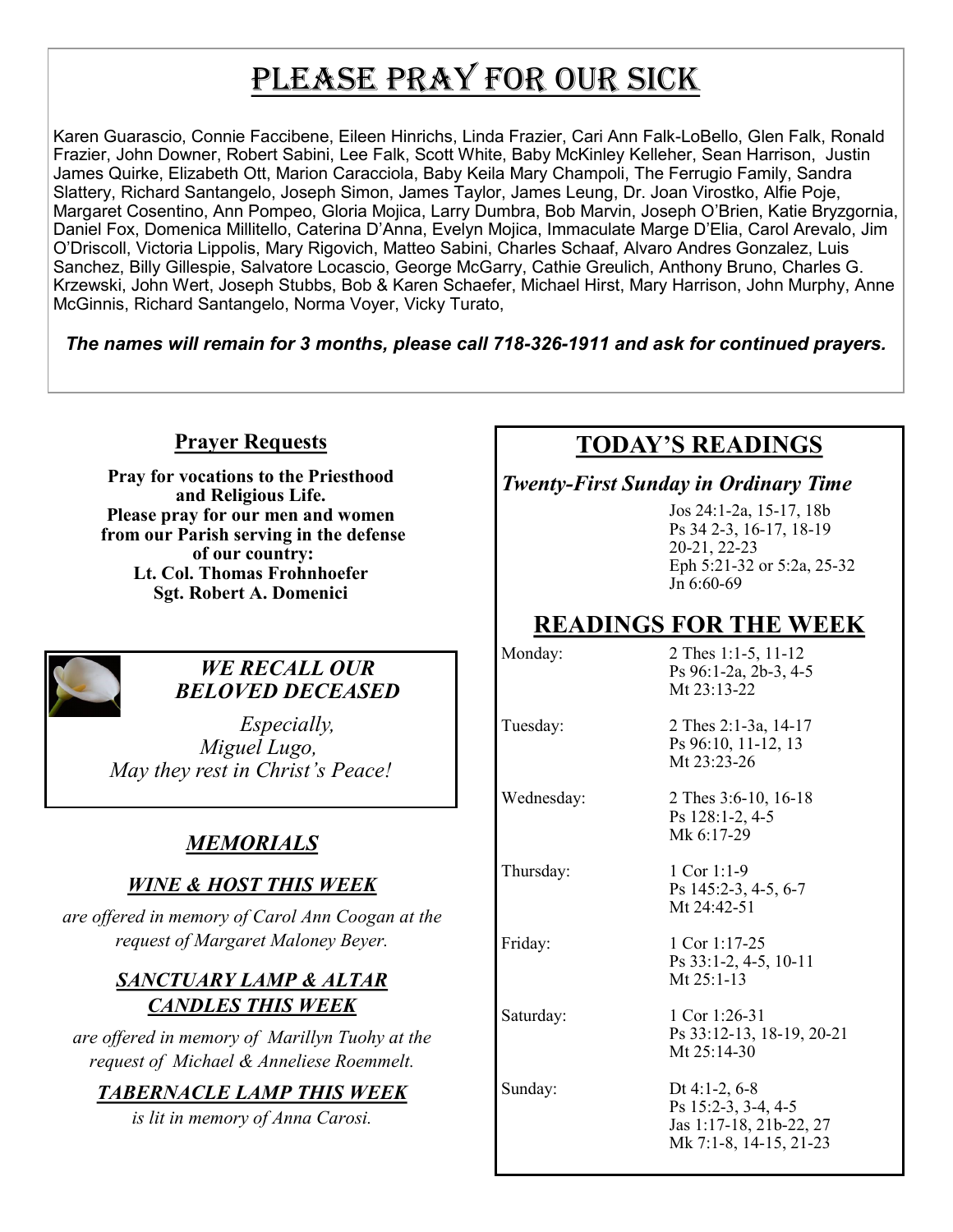# PLEASE PRAY FOR OUR SICK

Karen Guarascio, Connie Faccibene, Eileen Hinrichs, Linda Frazier, Cari Ann Falk-LoBello, Glen Falk, Ronald Frazier, John Downer, Robert Sabini, Lee Falk, Scott White, Baby McKinley Kelleher, Sean Harrison, Justin James Quirke, Elizabeth Ott, Marion Caracciola, Baby Keila Mary Champoli, The Ferrugio Family, Sandra Slattery, Richard Santangelo, Joseph Simon, James Taylor, James Leung, Dr. Joan Virostko, Alfie Poje, Margaret Cosentino, Ann Pompeo, Gloria Mojica, Larry Dumbra, Bob Marvin, Joseph O'Brien, Katie Bryzgornia, Daniel Fox, Domenica Millitello, Caterina D'Anna, Evelyn Mojica, Immaculate Marge D'Elia, Carol Arevalo, Jim O'Driscoll, Victoria Lippolis, Mary Rigovich, Matteo Sabini, Charles Schaaf, Alvaro Andres Gonzalez, Luis Sanchez, Billy Gillespie, Salvatore Locascio, George McGarry, Cathie Greulich, Anthony Bruno, Charles G. Krzewski, John Wert, Joseph Stubbs, Bob & Karen Schaefer, Michael Hirst, Mary Harrison, John Murphy, Anne McGinnis, Richard Santangelo, Norma Voyer, Vicky Turato,

***The names will remain for 3 months, please call 718-326-1911 and ask for continued prayers.***

## Prayer Requests

**Pray for vocations to the Priesthood and Religious Life.**
**Please pray for our men and women from our Parish serving in the defense of our country:**
**Lt. Col. Thomas Frohnhoefer**
**Sgt. Robert A. Domenici**

### *WE RECALL OUR BELOVED DECEASED*

*Especially,*
*Miguel Lugo,*
*May they rest in Christ's Peace!*

## *MEMORIALS*

### *WINE & HOST THIS WEEK*

*are offered in memory of Carol Ann Coogan at the request of Margaret Maloney Beyer.*

### *SANCTUARY LAMP & ALTAR CANDLES THIS WEEK*

*are offered in memory of Marillyn Tuohy at the request of Michael & Anneliese Roemmelt.*

### *TABERNACLE LAMP THIS WEEK*

*is lit in memory of Anna Carosi.*

## TODAY'S READINGS

***Twenty-First Sunday in Ordinary Time***

Jos 24:1-2a, 15-17, 18b
Ps 34 2-3, 16-17, 18-19
20-21, 22-23
Eph 5:21-32 or 5:2a, 25-32
Jn 6:60-69

## READINGS FOR THE WEEK

| | |
|---|---|
| Monday: | 2 Thes 1:1-5, 11-12<br>Ps 96:1-2a, 2b-3, 4-5<br>Mt 23:13-22 |
| Tuesday: | 2 Thes 2:1-3a, 14-17<br>Ps 96:10, 11-12, 13<br>Mt 23:23-26 |
| Wednesday: | 2 Thes 3:6-10, 16-18<br>Ps 128:1-2, 4-5<br>Mk 6:17-29 |
| Thursday: | 1 Cor 1:1-9<br>Ps 145:2-3, 4-5, 6-7<br>Mt 24:42-51 |
| Friday: | 1 Cor 1:17-25<br>Ps 33:1-2, 4-5, 10-11<br>Mt 25:1-13 |
| Saturday: | 1 Cor 1:26-31<br>Ps 33:12-13, 18-19, 20-21<br>Mt 25:14-30 |
| Sunday: | Dt 4:1-2, 6-8<br>Ps 15:2-3, 3-4, 4-5<br>Jas 1:17-18, 21b-22, 27<br>Mk 7:1-8, 14-15, 21-23 |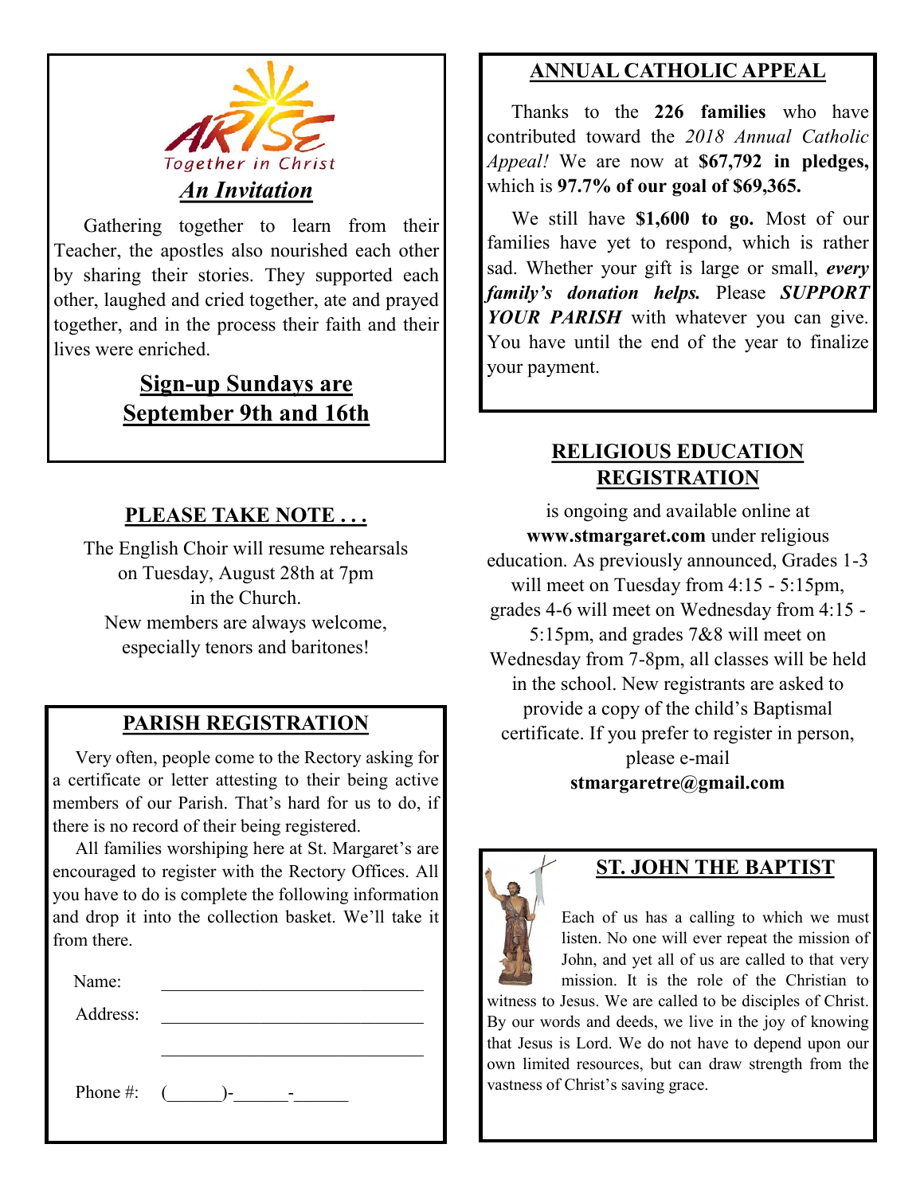ARISE Together in Christ

## *An Invitation*

Gathering together to learn from their Teacher, the apostles also nourished each other by sharing their stories. They supported each other, laughed and cried together, ate and prayed together, and in the process their faith and their lives were enriched.

**Sign-up Sundays are September 9th and 16th**

## PLEASE TAKE NOTE . . .

The English Choir will resume rehearsals on Tuesday, August 28th at 7pm in the Church.
New members are always welcome, especially tenors and baritones!

## PARISH REGISTRATION

Very often, people come to the Rectory asking for a certificate or letter attesting to their being active members of our Parish. That's hard for us to do, if there is no record of their being registered.

All families worshiping here at St. Margaret's are encouraged to register with the Rectory Offices. All you have to do is complete the following information and drop it into the collection basket. We'll take it from there.

Name: ______________________________

Address: ______________________________

______________________________

Phone #: (______)-______-______

## ANNUAL CATHOLIC APPEAL

Thanks to the **226 families** who have contributed toward the *2018 Annual Catholic Appeal!* We are now at **$67,792 in pledges,** which is **97.7% of our goal of $69,365.**

We still have **$1,600 to go.** Most of our families have yet to respond, which is rather sad. Whether your gift is large or small, ***every family's donation helps.*** Please ***SUPPORT YOUR PARISH*** with whatever you can give. You have until the end of the year to finalize your payment.

## RELIGIOUS EDUCATION REGISTRATION

is ongoing and available online at **www.stmargaret.com** under religious education. As previously announced, Grades 1-3 will meet on Tuesday from 4:15 - 5:15pm, grades 4-6 will meet on Wednesday from 4:15 - 5:15pm, and grades 7&8 will meet on Wednesday from 7-8pm, all classes will be held in the school. New registrants are asked to provide a copy of the child's Baptismal certificate. If you prefer to register in person, please e-mail **stmargaretre@gmail.com**

## ST. JOHN THE BAPTIST

Each of us has a calling to which we must listen. No one will ever repeat the mission of John, and yet all of us are called to that very mission. It is the role of the Christian to witness to Jesus. We are called to be disciples of Christ. By our words and deeds, we live in the joy of knowing that Jesus is Lord. We do not have to depend upon our own limited resources, but can draw strength from the vastness of Christ's saving grace.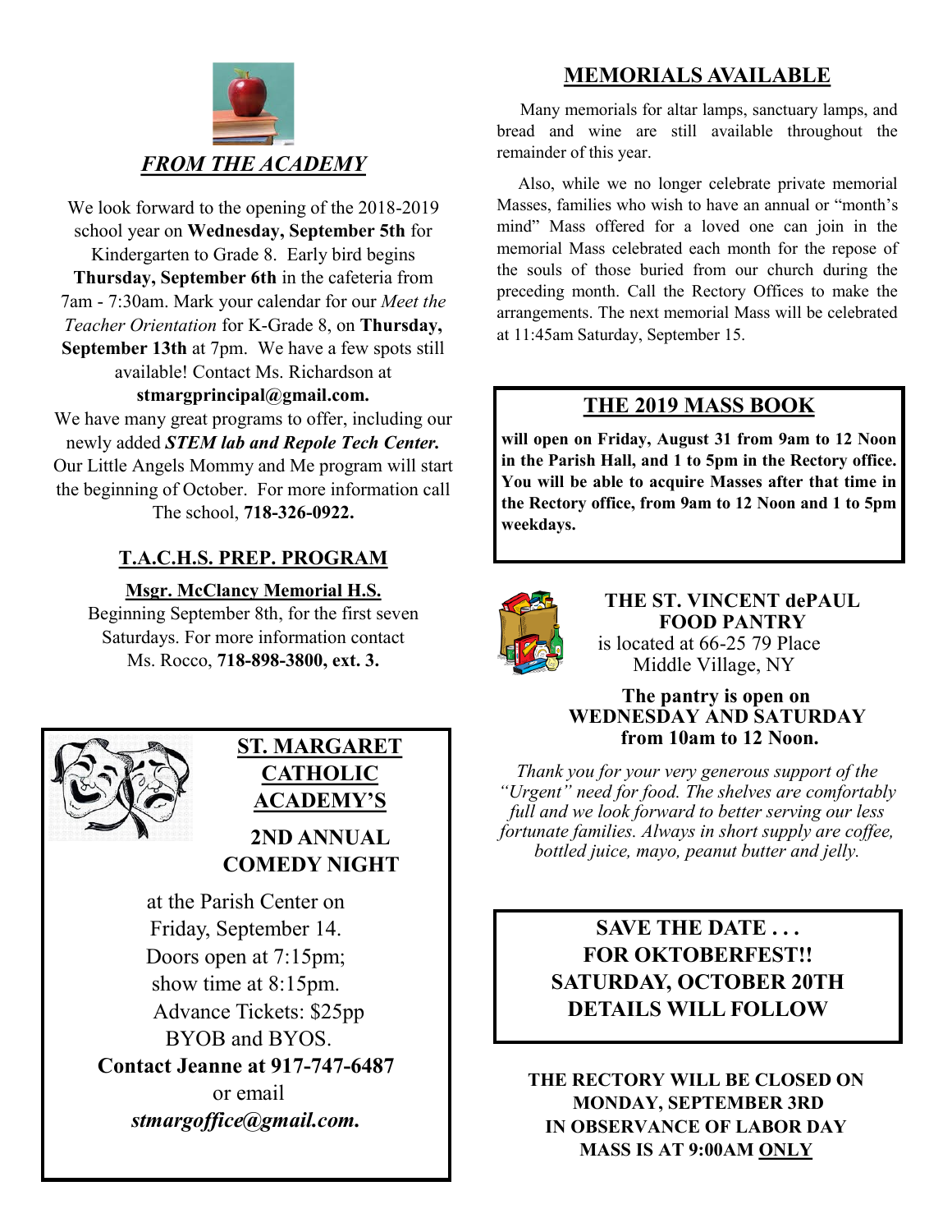## *FROM THE ACADEMY*

We look forward to the opening of the 2018-2019 school year on **Wednesday, September 5th** for Kindergarten to Grade 8. Early bird begins **Thursday, September 6th** in the cafeteria from 7am - 7:30am. Mark your calendar for our *Meet the Teacher Orientation* for K-Grade 8, on **Thursday, September 13th** at 7pm. We have a few spots still available! Contact Ms. Richardson at **stmargprincipal@gmail.com.**

We have many great programs to offer, including our newly added ***STEM lab and Repole Tech Center.*** Our Little Angels Mommy and Me program will start the beginning of October. For more information call The school, **718-326-0922.**

## T.A.C.H.S. PREP. PROGRAM

**Msgr. McClancy Memorial H.S.**

Beginning September 8th, for the first seven Saturdays. For more information contact Ms. Rocco, **718-898-3800, ext. 3.**

## ST. MARGARET CATHOLIC ACADEMY'S

### 2ND ANNUAL COMEDY NIGHT

at the Parish Center on Friday, September 14.
Doors open at 7:15pm;
show time at 8:15pm.
Advance Tickets: $25pp
BYOB and BYOS.

**Contact Jeanne at 917-747-6487**
or email
***stmargoffice@gmail.com.***

## MEMORIALS AVAILABLE

Many memorials for altar lamps, sanctuary lamps, and bread and wine are still available throughout the remainder of this year.

Also, while we no longer celebrate private memorial Masses, families who wish to have an annual or "month's mind" Mass offered for a loved one can join in the memorial Mass celebrated each month for the repose of the souls of those buried from our church during the preceding month. Call the Rectory Offices to make the arrangements. The next memorial Mass will be celebrated at 11:45am Saturday, September 15.

## THE 2019 MASS BOOK

**will open on Friday, August 31 from 9am to 12 Noon in the Parish Hall, and 1 to 5pm in the Rectory office. You will be able to acquire Masses after that time in the Rectory office, from 9am to 12 Noon and 1 to 5pm weekdays.**

## THE ST. VINCENT dePAUL FOOD PANTRY

is located at 66-25 79 Place
Middle Village, NY

**The pantry is open on WEDNESDAY AND SATURDAY from 10am to 12 Noon.**

*Thank you for your very generous support of the "Urgent" need for food. The shelves are comfortably full and we look forward to better serving our less fortunate families. Always in short supply are coffee, bottled juice, mayo, peanut butter and jelly.*

**SAVE THE DATE . . .**
**FOR OKTOBERFEST!!**
**SATURDAY, OCTOBER 20TH**
**DETAILS WILL FOLLOW**

**THE RECTORY WILL BE CLOSED ON MONDAY, SEPTEMBER 3RD IN OBSERVANCE OF LABOR DAY MASS IS AT 9:00AM ONLY**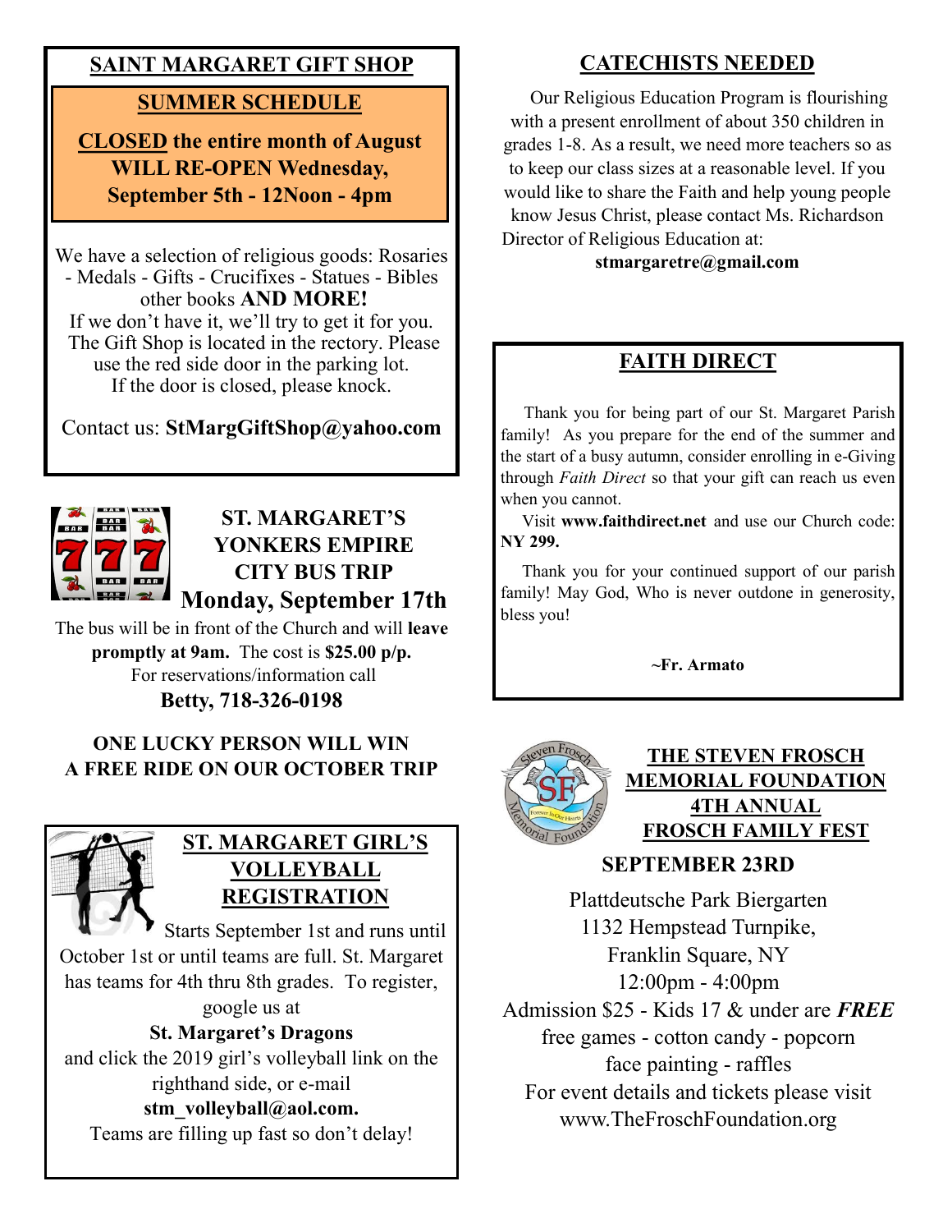## SAINT MARGARET GIFT SHOP

### SUMMER SCHEDULE

**CLOSED the entire month of August**
**WILL RE-OPEN Wednesday, September 5th - 12Noon - 4pm**

We have a selection of religious goods: Rosaries - Medals - Gifts - Crucifixes - Statues - Bibles other books **AND MORE!**
If we don't have it, we'll try to get it for you.
The Gift Shop is located in the rectory. Please use the red side door in the parking lot.
If the door is closed, please knock.

Contact us: **StMargGiftShop@yahoo.com**

## ST. MARGARET'S YONKERS EMPIRE CITY BUS TRIP

## Monday, September 17th

The bus will be in front of the Church and will **leave promptly at 9am.** The cost is **$25.00 p/p.**
For reservations/information call
**Betty, 718-326-0198**

**ONE LUCKY PERSON WILL WIN A FREE RIDE ON OUR OCTOBER TRIP**

## ST. MARGARET GIRL'S VOLLEYBALL REGISTRATION

Starts September 1st and runs until October 1st or until teams are full. St. Margaret has teams for 4th thru 8th grades. To register, google us at
**St. Margaret's Dragons**
and click the 2019 girl's volleyball link on the righthand side, or e-mail
**stm_volleyball@aol.com.**
Teams are filling up fast so don't delay!

## CATECHISTS NEEDED

Our Religious Education Program is flourishing with a present enrollment of about 350 children in grades 1-8. As a result, we need more teachers so as to keep our class sizes at a reasonable level. If you would like to share the Faith and help young people know Jesus Christ, please contact Ms. Richardson Director of Religious Education at:
**stmargaretre@gmail.com**

## FAITH DIRECT

Thank you for being part of our St. Margaret Parish family! As you prepare for the end of the summer and the start of a busy autumn, consider enrolling in e-Giving through *Faith Direct* so that your gift can reach us even when you cannot.

Visit **www.faithdirect.net** and use our Church code: **NY 299.**

Thank you for your continued support of our parish family! May God, Who is never outdone in generosity, bless you!

**~Fr. Armato**

## THE STEVEN FROSCH MEMORIAL FOUNDATION 4TH ANNUAL FROSCH FAMILY FEST

**SEPTEMBER 23RD**

Plattdeutsche Park Biergarten
1132 Hempstead Turnpike,
Franklin Square, NY
12:00pm - 4:00pm
Admission $25 - Kids 17 & under are ***FREE***
free games - cotton candy - popcorn
face painting - raffles
For event details and tickets please visit
www.TheFroschFoundation.org